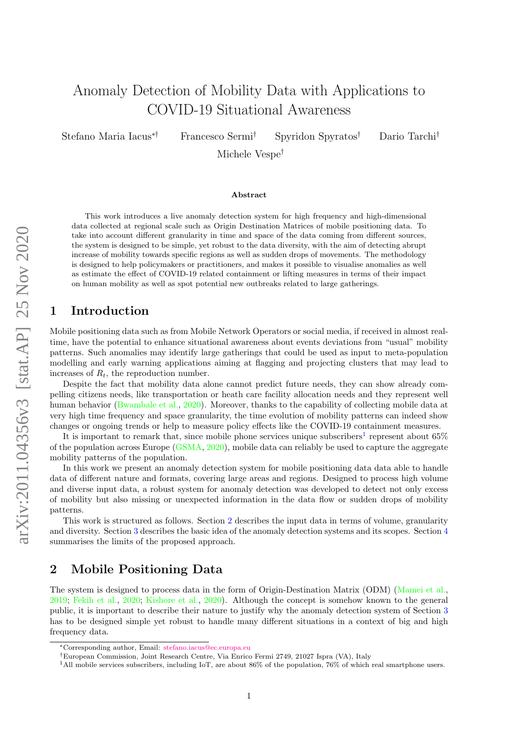# Anomaly Detection of Mobility Data with Applications to COVID-19 Situational Awareness

Stefano Maria Iacus[*†] Francesco Sermi[†] Spyridon Spyratos[†] Dario Tarchi[†] Michele Vespe[†]

### Abstract

This work introduces a live anomaly detection system for high frequency and high-dimensional data collected at regional scale such as Origin Destination Matrices of mobile positioning data. To take into account different granularity in time and space of the data coming from different sources, the system is designed to be simple, yet robust to the data diversity, with the aim of detecting abrupt increase of mobility towards specific regions as well as sudden drops of movements. The methodology is designed to help policymakers or practitioners, and makes it possible to visualise anomalies as well as estimate the effect of COVID-19 related containment or lifting measures in terms of their impact on human mobility as well as spot potential new outbreaks related to large gatherings.

## 1 Introduction

Mobile positioning data such as from Mobile Network Operators or social media, if received in almost real-time, have the potential to enhance situational awareness about events deviations from "usual" mobility patterns. Such anomalies may identify large gatherings that could be used as input to meta-population modelling and early warning applications aiming at flagging and projecting clusters that may lead to increases of $R_t$, the reproduction number.

Despite the fact that mobility data alone cannot predict future needs, they can show already compelling citizens needs, like transportation or heath care facility allocation needs and they represent well human behavior (Bwambale et al., 2020). Moreover, thanks to the capability of collecting mobile data at very high time frequency and space granularity, the time evolution of mobility patterns can indeed show changes or ongoing trends or help to measure policy effects like the COVID-19 containment measures.

It is important to remark that, since mobile phone services unique subscribers[1] represent about 65% of the population across Europe (GSMA, 2020), mobile data can reliably be used to capture the aggregate mobility patterns of the population.

In this work we present an anomaly detection system for mobile positioning data data able to handle data of different nature and formats, covering large areas and regions. Designed to process high volume and diverse input data, a robust system for anomaly detection was developed to detect not only excess of mobility but also missing or unexpected information in the data flow or sudden drops of mobility patterns.

This work is structured as follows. Section 2 describes the input data in terms of volume, granularity and diversity. Section 3 describes the basic idea of the anomaly detection systems and its scopes. Section 4 summarises the limits of the proposed approach.

## 2 Mobile Positioning Data

The system is designed to process data in the form of Origin-Destination Matrix (ODM) (Mamei et al., 2019; Fekih et al., 2020; Kishore et al., 2020). Although the concept is somehow known to the general public, it is important to describe their nature to justify why the anomaly detection system of Section 3 has to be designed simple yet robust to handle many different situations in a context of big and high frequency data.

---

[*] Corresponding author, Email: stefano.iacus@ec.europa.eu

[†] European Commission, Joint Research Centre, Via Enrico Fermi 2749, 21027 Ispra (VA), Italy

[1] All mobile services subscribers, including IoT, are about 86% of the population, 76% of which real smartphone users.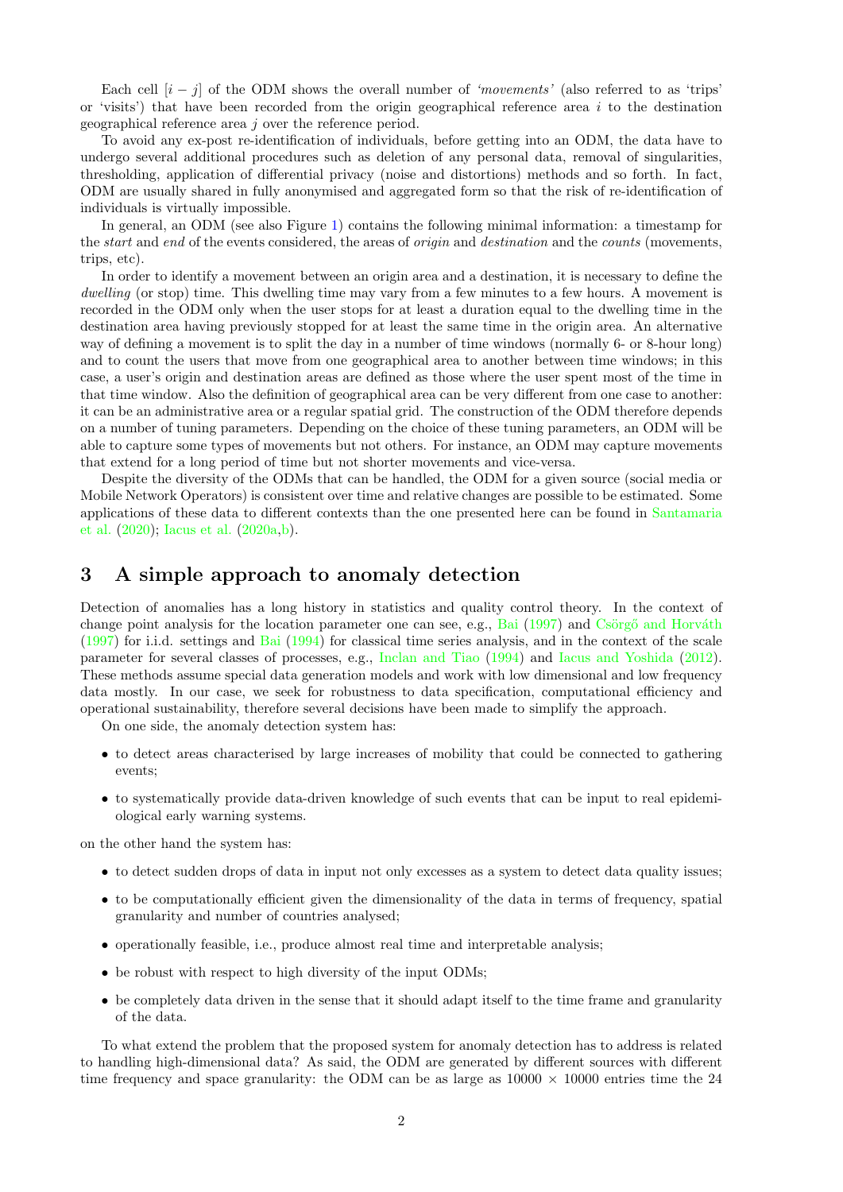Each cell $[i - j]$ of the ODM shows the overall number of *'movements'* (also referred to as 'trips' or 'visits') that have been recorded from the origin geographical reference area $i$ to the destination geographical reference area $j$ over the reference period.

To avoid any ex-post re-identification of individuals, before getting into an ODM, the data have to undergo several additional procedures such as deletion of any personal data, removal of singularities, thresholding, application of differential privacy (noise and distortions) methods and so forth. In fact, ODM are usually shared in fully anonymised and aggregated form so that the risk of re-identification of individuals is virtually impossible.

In general, an ODM (see also Figure 1) contains the following minimal information: a timestamp for the *start* and *end* of the events considered, the areas of *origin* and *destination* and the *counts* (movements, trips, etc).

In order to identify a movement between an origin area and a destination, it is necessary to define the *dwelling* (or stop) time. This dwelling time may vary from a few minutes to a few hours. A movement is recorded in the ODM only when the user stops for at least a duration equal to the dwelling time in the destination area having previously stopped for at least the same time in the origin area. An alternative way of defining a movement is to split the day in a number of time windows (normally 6- or 8-hour long) and to count the users that move from one geographical area to another between time windows; in this case, a user's origin and destination areas are defined as those where the user spent most of the time in that time window. Also the definition of geographical area can be very different from one case to another: it can be an administrative area or a regular spatial grid. The construction of the ODM therefore depends on a number of tuning parameters. Depending on the choice of these tuning parameters, an ODM will be able to capture some types of movements but not others. For instance, an ODM may capture movements that extend for a long period of time but not shorter movements and vice-versa.

Despite the diversity of the ODMs that can be handled, the ODM for a given source (social media or Mobile Network Operators) is consistent over time and relative changes are possible to be estimated. Some applications of these data to different contexts than the one presented here can be found in Santamaria et al. (2020); Iacus et al. (2020a,b).

# 3 A simple approach to anomaly detection

Detection of anomalies has a long history in statistics and quality control theory. In the context of change point analysis for the location parameter one can see, e.g., Bai (1997) and Csörgő and Horváth (1997) for i.i.d. settings and Bai (1994) for classical time series analysis, and in the context of the scale parameter for several classes of processes, e.g., Inclan and Tiao (1994) and Iacus and Yoshida (2012). These methods assume special data generation models and work with low dimensional and low frequency data mostly. In our case, we seek for robustness to data specification, computational efficiency and operational sustainability, therefore several decisions have been made to simplify the approach.

On one side, the anomaly detection system has:

- to detect areas characterised by large increases of mobility that could be connected to gathering events;
- to systematically provide data-driven knowledge of such events that can be input to real epidemiological early warning systems.

on the other hand the system has:

- to detect sudden drops of data in input not only excesses as a system to detect data quality issues;
- to be computationally efficient given the dimensionality of the data in terms of frequency, spatial granularity and number of countries analysed;
- operationally feasible, i.e., produce almost real time and interpretable analysis;
- be robust with respect to high diversity of the input ODMs;
- be completely data driven in the sense that it should adapt itself to the time frame and granularity of the data.

To what extend the problem that the proposed system for anomaly detection has to address is related to handling high-dimensional data? As said, the ODM are generated by different sources with different time frequency and space granularity: the ODM can be as large as $10000 \times 10000$ entries time the 24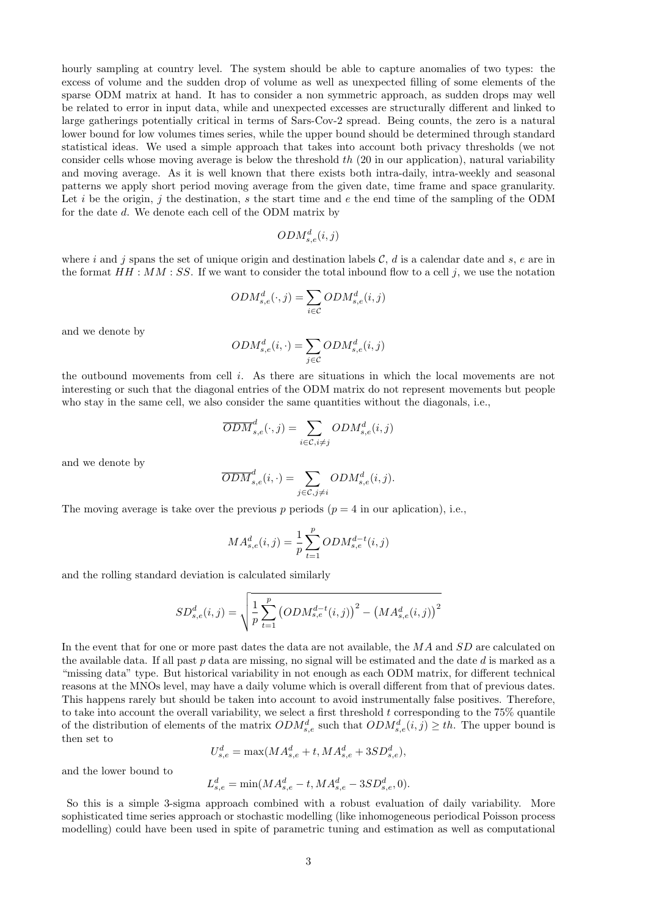hourly sampling at country level. The system should be able to capture anomalies of two types: the excess of volume and the sudden drop of volume as well as unexpected filling of some elements of the sparse ODM matrix at hand. It has to consider a non symmetric approach, as sudden drops may well be related to error in input data, while and unexpected excesses are structurally different and linked to large gatherings potentially critical in terms of Sars-Cov-2 spread. Being counts, the zero is a natural lower bound for low volumes times series, while the upper bound should be determined through standard statistical ideas. We used a simple approach that takes into account both privacy thresholds (we not consider cells whose moving average is below the threshold $th$ (20 in our application), natural variability and moving average. As it is well known that there exists both intra-daily, intra-weekly and seasonal patterns we apply short period moving average from the given date, time frame and space granularity. Let $i$ be the origin, $j$ the destination, $s$ the start time and $e$ the end time of the sampling of the ODM for the date $d$. We denote each cell of the ODM matrix by

$$ODM_{s,e}^{d}(i,j)$$

where $i$ and $j$ spans the set of unique origin and destination labels $\mathcal{C}$, $d$ is a calendar date and $s$, $e$ are in the format $HH:MM:SS$. If we want to consider the total inbound flow to a cell $j$, we use the notation

$$ODM_{s,e}^{d}(\cdot,j) = \sum_{i \in \mathcal{C}} ODM_{s,e}^{d}(i,j)$$

and we denote by

$$ODM_{s,e}^{d}(i,\cdot) = \sum_{j \in \mathcal{C}} ODM_{s,e}^{d}(i,j)$$

the outbound movements from cell $i$. As there are situations in which the local movements are not interesting or such that the diagonal entries of the ODM matrix do not represent movements but people who stay in the same cell, we also consider the same quantities without the diagonals, i.e.,

$$\overline{ODM}_{s,e}^{d}(\cdot,j) = \sum_{i \in \mathcal{C}, i \neq j} ODM_{s,e}^{d}(i,j)$$

and we denote by

$$\overline{ODM}_{s,e}^{d}(i,\cdot) = \sum_{j \in \mathcal{C}, j \neq i} ODM_{s,e}^{d}(i,j).$$

The moving average is take over the previous $p$ periods ($p = 4$ in our aplication), i.e.,

$$MA_{s,e}^{d}(i,j) = \frac{1}{p} \sum_{t=1}^{p} ODM_{s,e}^{d-t}(i,j)$$

and the rolling standard deviation is calculated similarly

$$SD_{s,e}^{d}(i,j) = \sqrt{\frac{1}{p} \sum_{t=1}^{p} \left(ODM_{s,e}^{d-t}(i,j)\right)^2 - \left(MA_{s,e}^{d}(i,j)\right)^2}$$

In the event that for one or more past dates the data are not available, the $MA$ and $SD$ are calculated on the available data. If all past $p$ data are missing, no signal will be estimated and the date $d$ is marked as a "missing data" type. But historical variability in not enough as each ODM matrix, for different technical reasons at the MNOs level, may have a daily volume which is overall different from that of previous dates. This happens rarely but should be taken into account to avoid instrumentally false positives. Therefore, to take into account the overall variability, we select a first threshold $t$ corresponding to the 75% quantile of the distribution of elements of the matrix $ODM_{s,e}^{d}$ such that $ODM_{s,e}^{d}(i,j) \geq th$. The upper bound is then set to

$$U_{s,e}^{d} = \max(MA_{s,e}^{d} + t, MA_{s,e}^{d} + 3SD_{s,e}^{d}),$$

and the lower bound to

$$L_{s,e}^{d} = \min(MA_{s,e}^{d} - t, MA_{s,e}^{d} - 3SD_{s,e}^{d}, 0).$$

So this is a simple 3-sigma approach combined with a robust evaluation of daily variability. More sophisticated time series approach or stochastic modelling (like inhomogeneous periodical Poisson process modelling) could have been used in spite of parametric tuning and estimation as well as computational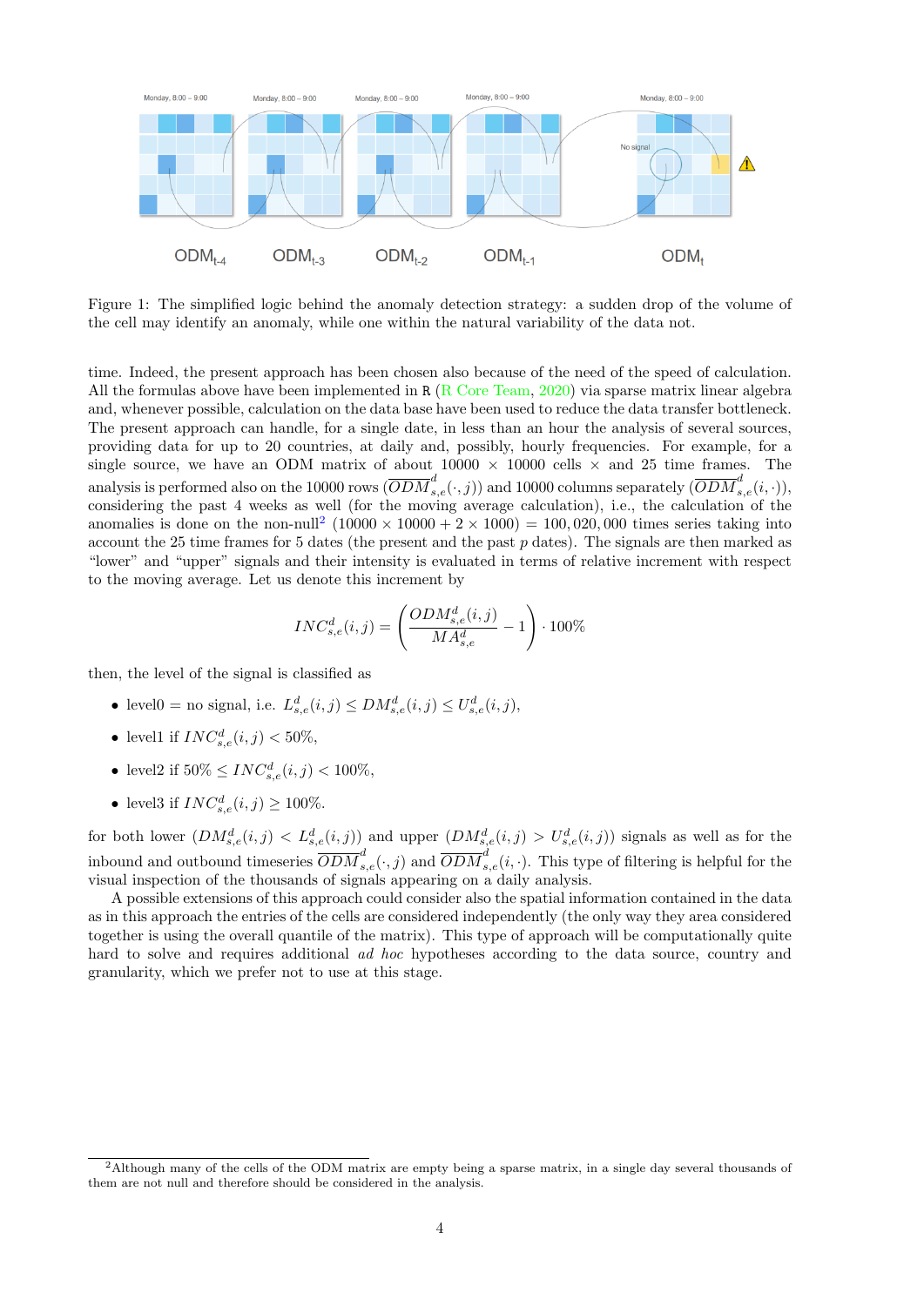Figure 1: The simplified logic behind the anomaly detection strategy: a sudden drop of the volume of the cell may identify an anomaly, while one within the natural variability of the data not.

time. Indeed, the present approach has been chosen also because of the need of the speed of calculation. All the formulas above have been implemented in R (R Core Team, 2020) via sparse matrix linear algebra and, whenever possible, calculation on the data base have been used to reduce the data transfer bottleneck. The present approach can handle, for a single date, in less than an hour the analysis of several sources, providing data for up to 20 countries, at daily and, possibly, hourly frequencies. For example, for a single source, we have an ODM matrix of about $10000 \times 10000$ cells $\times$ and 25 time frames. The analysis is performed also on the 10000 rows ($\overline{ODM}^d_{s,e}(\cdot, j)$) and 10000 columns separately ($\overline{ODM}^d_{s,e}(i, \cdot)$), considering the past 4 weeks as well (for the moving average calculation), i.e., the calculation of the anomalies is done on the non-null[2] $(10000 \times 10000 + 2 \times 1000) = 100,020,000$ times series taking into account the 25 time frames for 5 dates (the present and the past $p$ dates). The signals are then marked as "lower" and "upper" signals and their intensity is evaluated in terms of relative increment with respect to the moving average. Let us denote this increment by

$$INC^d_{s,e}(i,j) = \left( \frac{ODM^d_{s,e}(i,j)}{MA^d_{s,e}} - 1 \right) \cdot 100\%$$

then, the level of the signal is classified as

- level0 = no signal, i.e. $L^d_{s,e}(i,j) \leq DM^d_{s,e}(i,j) \leq U^d_{s,e}(i,j)$,
- level1 if $INC^d_{s,e}(i,j) < 50\%$,
- level2 if $50\% \leq INC^d_{s,e}(i,j) < 100\%$,
- level3 if $INC^d_{s,e}(i,j) \geq 100\%$.

for both lower ($DM^d_{s,e}(i,j) < L^d_{s,e}(i,j)$) and upper ($DM^d_{s,e}(i,j) > U^d_{s,e}(i,j)$) signals as well as for the inbound and outbound timeseries $\overline{ODM}^d_{s,e}(\cdot, j)$ and $\overline{ODM}^d_{s,e}(i, \cdot)$. This type of filtering is helpful for the visual inspection of the thousands of signals appearing on a daily analysis.

A possible extensions of this approach could consider also the spatial information contained in the data as in this approach the entries of the cells are considered independently (the only way they area considered together is using the overall quantile of the matrix). This type of approach will be computationally quite hard to solve and requires additional *ad hoc* hypotheses according to the data source, country and granularity, which we prefer not to use at this stage.

[2] Although many of the cells of the ODM matrix are empty being a sparse matrix, in a single day several thousands of them are not null and therefore should be considered in the analysis.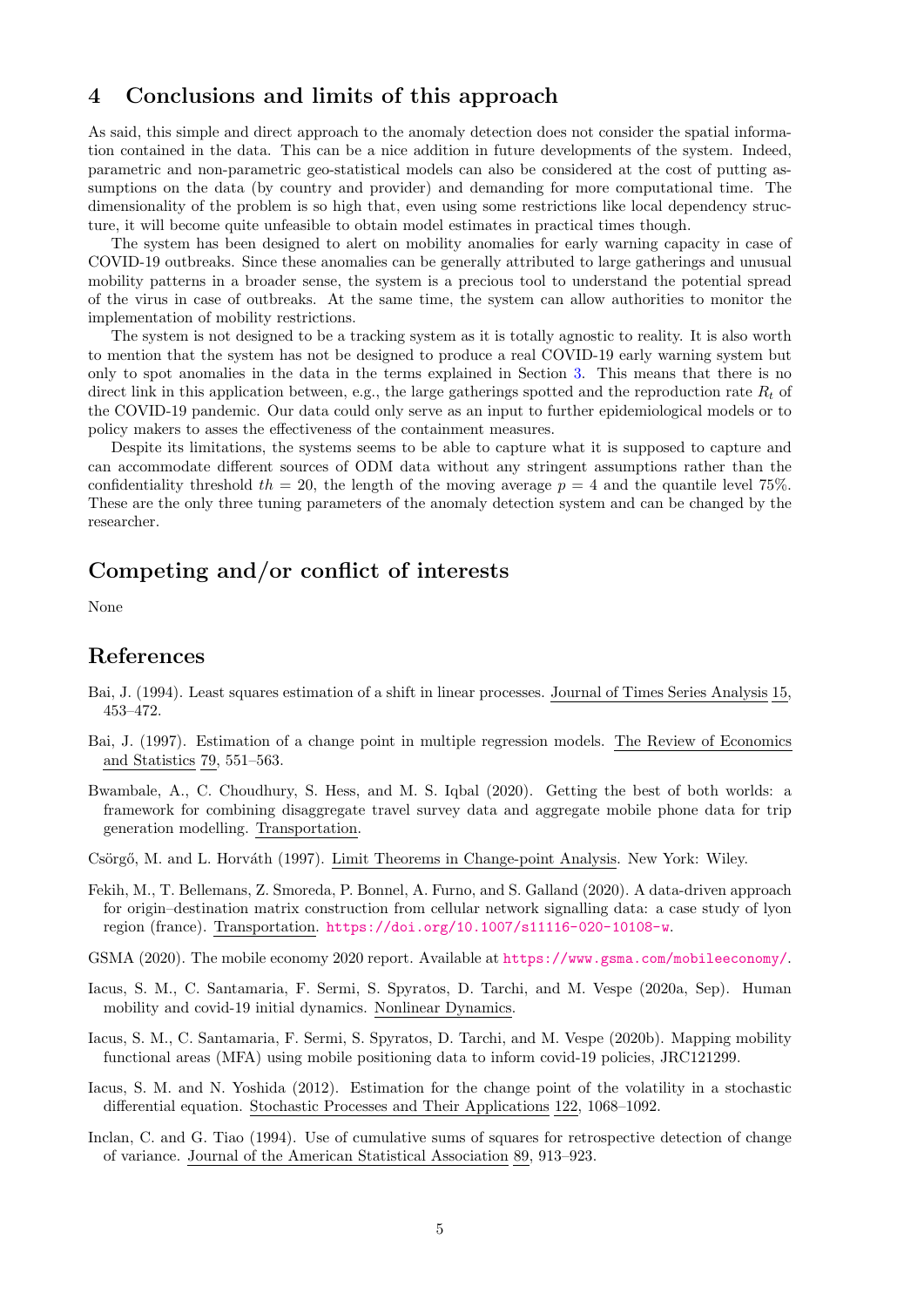## 4 Conclusions and limits of this approach

As said, this simple and direct approach to the anomaly detection does not consider the spatial information contained in the data. This can be a nice addition in future developments of the system. Indeed, parametric and non-parametric geo-statistical models can also be considered at the cost of putting assumptions on the data (by country and provider) and demanding for more computational time. The dimensionality of the problem is so high that, even using some restrictions like local dependency structure, it will become quite unfeasible to obtain model estimates in practical times though.

The system has been designed to alert on mobility anomalies for early warning capacity in case of COVID-19 outbreaks. Since these anomalies can be generally attributed to large gatherings and unusual mobility patterns in a broader sense, the system is a precious tool to understand the potential spread of the virus in case of outbreaks. At the same time, the system can allow authorities to monitor the implementation of mobility restrictions.

The system is not designed to be a tracking system as it is totally agnostic to reality. It is also worth to mention that the system has not be designed to produce a real COVID-19 early warning system but only to spot anomalies in the data in the terms explained in Section 3. This means that there is no direct link in this application between, e.g., the large gatherings spotted and the reproduction rate $R_t$ of the COVID-19 pandemic. Our data could only serve as an input to further epidemiological models or to policy makers to asses the effectiveness of the containment measures.

Despite its limitations, the systems seems to be able to capture what it is supposed to capture and can accommodate different sources of ODM data without any stringent assumptions rather than the confidentiality threshold $th = 20$, the length of the moving average $p = 4$ and the quantile level 75%. These are the only three tuning parameters of the anomaly detection system and can be changed by the researcher.

## Competing and/or conflict of interests

None

## References

Bai, J. (1994). Least squares estimation of a shift in linear processes. Journal of Times Series Analysis 15, 453–472.

Bai, J. (1997). Estimation of a change point in multiple regression models. The Review of Economics and Statistics 79, 551–563.

Bwambale, A., C. Choudhury, S. Hess, and M. S. Iqbal (2020). Getting the best of both worlds: a framework for combining disaggregate travel survey data and aggregate mobile phone data for trip generation modelling. Transportation.

Csörgő, M. and L. Horváth (1997). Limit Theorems in Change-point Analysis. New York: Wiley.

Fekih, M., T. Bellemans, Z. Smoreda, P. Bonnel, A. Furno, and S. Galland (2020). A data-driven approach for origin–destination matrix construction from cellular network signalling data: a case study of lyon region (france). Transportation. https://doi.org/10.1007/s11116-020-10108-w.

GSMA (2020). The mobile economy 2020 report. Available at https://www.gsma.com/mobileeconomy/.

Iacus, S. M., C. Santamaria, F. Sermi, S. Spyratos, D. Tarchi, and M. Vespe (2020a, Sep). Human mobility and covid-19 initial dynamics. Nonlinear Dynamics.

Iacus, S. M., C. Santamaria, F. Sermi, S. Spyratos, D. Tarchi, and M. Vespe (2020b). Mapping mobility functional areas (MFA) using mobile positioning data to inform covid-19 policies, JRC121299.

Iacus, S. M. and N. Yoshida (2012). Estimation for the change point of the volatility in a stochastic differential equation. Stochastic Processes and Their Applications 122, 1068–1092.

Inclan, C. and G. Tiao (1994). Use of cumulative sums of squares for retrospective detection of change of variance. Journal of the American Statistical Association 89, 913–923.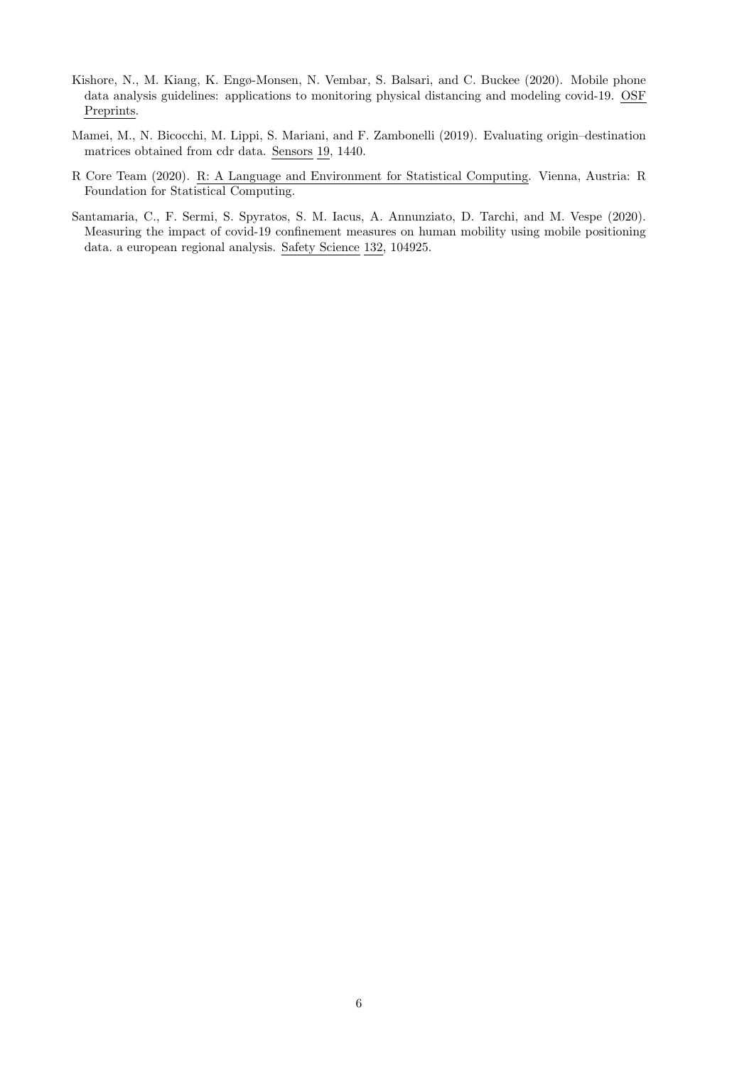Kishore, N., M. Kiang, K. Engø-Monsen, N. Vembar, S. Balsari, and C. Buckee (2020). Mobile phone data analysis guidelines: applications to monitoring physical distancing and modeling covid-19. OSF Preprints.

Mamei, M., N. Bicocchi, M. Lippi, S. Mariani, and F. Zambonelli (2019). Evaluating origin–destination matrices obtained from cdr data. Sensors 19, 1440.

R Core Team (2020). R: A Language and Environment for Statistical Computing. Vienna, Austria: R Foundation for Statistical Computing.

Santamaria, C., F. Sermi, S. Spyratos, S. M. Iacus, A. Annunziato, D. Tarchi, and M. Vespe (2020). Measuring the impact of covid-19 confinement measures on human mobility using mobile positioning data. a european regional analysis. Safety Science 132, 104925.